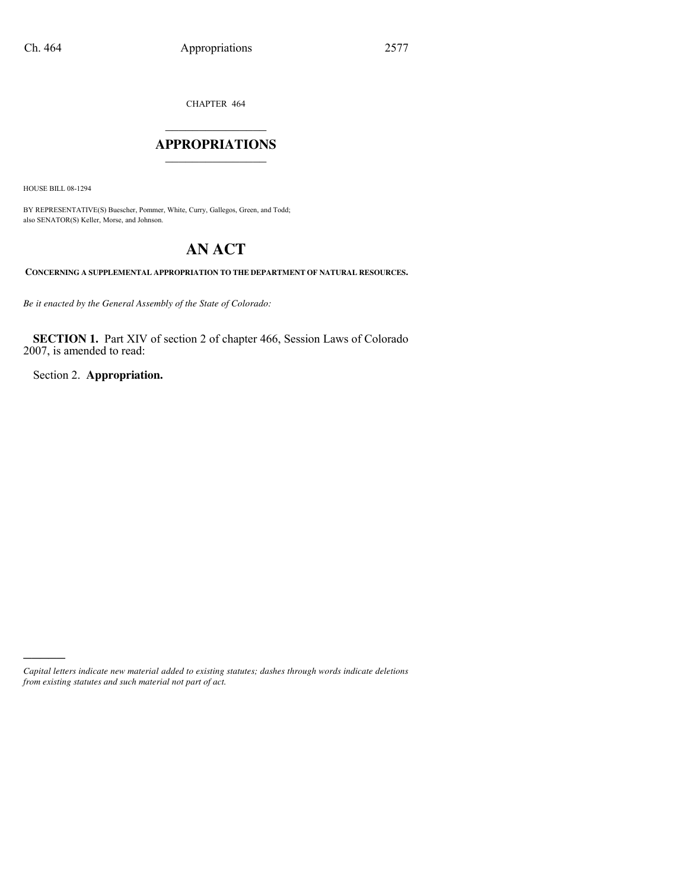CHAPTER 464

# APPROPRIATIONS

HOUSE BILL 08-1294

BY REPRESENTATIVE(S) Buescher, Pommer, White, Curry, Gallegos, Green, and Todd;
also SENATOR(S) Keller, Morse, and Johnson.

# AN ACT

**CONCERNING A SUPPLEMENTAL APPROPRIATION TO THE DEPARTMENT OF NATURAL RESOURCES.**

*Be it enacted by the General Assembly of the State of Colorado:*

**SECTION 1.** Part XIV of section 2 of chapter 466, Session Laws of Colorado 2007, is amended to read:

Section 2. **Appropriation.**

*Capital letters indicate new material added to existing statutes; dashes through words indicate deletions from existing statutes and such material not part of act.*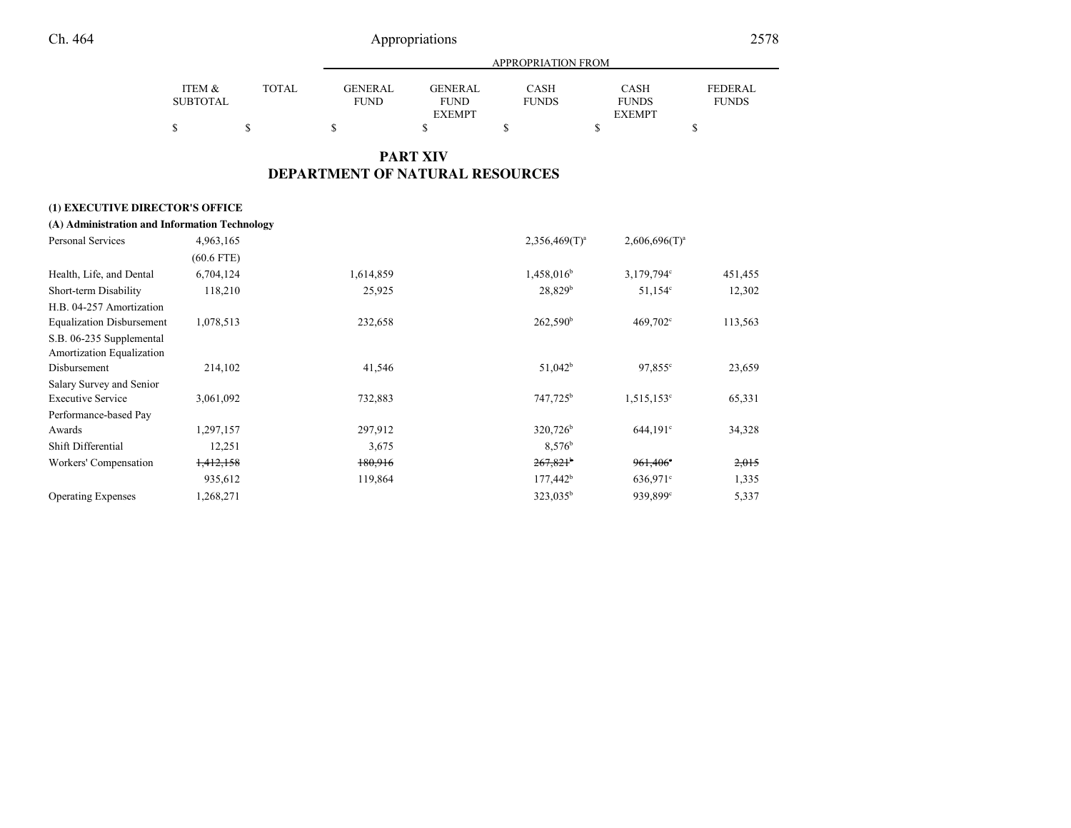## PART XIV
## DEPARTMENT OF NATURAL RESOURCES

| | ITEM & SUBTOTAL | TOTAL | GENERAL FUND | GENERAL FUND EXEMPT | CASH FUNDS | CASH FUNDS EXEMPT | FEDERAL FUNDS |
|---|---|---|---|---|---|---|---|
| | | | APPROPRIATION FROM | | | | |
| | $ | $ | $ | $ | $ | $ | $ |
| **(1) EXECUTIVE DIRECTOR'S OFFICE** | | | | | | | |
| **(A) Administration and Information Technology** | | | | | | | |
| Personal Services | 4,963,165 | | | | 2,356,469(T)[a] | 2,606,696(T)[a] | |
| | (60.6 FTE) | | | | | | |
| Health, Life, and Dental | 6,704,124 | | 1,614,859 | | 1,458,016[b] | 3,179,794[c] | 451,455 |
| Short-term Disability | 118,210 | | 25,925 | | 28,829[b] | 51,154[c] | 12,302 |
| H.B. 04-257 Amortization Equalization Disbursement | 1,078,513 | | 232,658 | | 262,590[b] | 469,702[c] | 113,563 |
| S.B. 06-235 Supplemental Amortization Equalization Disbursement | 214,102 | | 41,546 | | 51,042[b] | 97,855[c] | 23,659 |
| Salary Survey and Senior Executive Service | 3,061,092 | | 732,883 | | 747,725[b] | 1,515,153[c] | 65,331 |
| Performance-based Pay Awards | 1,297,157 | | 297,912 | | 320,726[b] | 644,191[c] | 34,328 |
| Shift Differential | 12,251 | | 3,675 | | 8,576[b] | | |
| Workers' Compensation | ~~1,412,158~~ | | ~~180,916~~ | | ~~267,821~~[b] | ~~961,406~~[c] | ~~2,015~~ |
| | 935,612 | | 119,864 | | 177,442[b] | 636,971[c] | 1,335 |
| Operating Expenses | 1,268,271 | | | | 323,035[b] | 939,899[c] | 5,337 |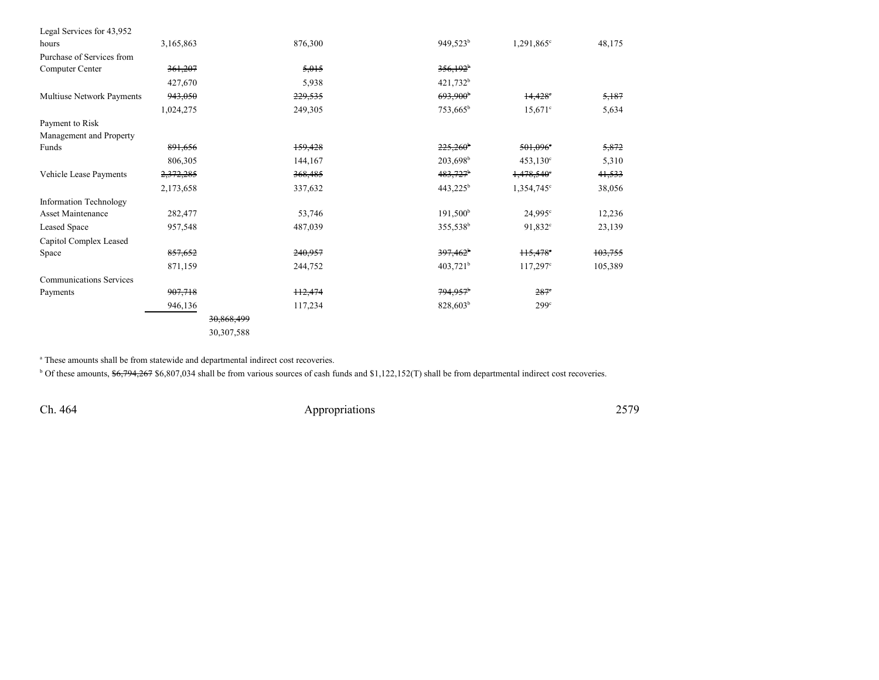| | | | | | | |
|---|---|---|---|---|---|---|
| Legal Services for 43,952 hours | 3,165,863 | | 876,300 | 949,523[b] | 1,291,865[c] | 48,175 |
| Purchase of Services from Computer Center | ~~361,207~~ | | ~~5,015~~ | ~~356,192[b]~~ | | |
| | 427,670 | | 5,938 | 421,732[b] | | |
| Multiuse Network Payments | ~~943,050~~ | | ~~229,535~~ | ~~693,900[b]~~ | ~~14,428[c]~~ | ~~5,187~~ |
| | 1,024,275 | | 249,305 | 753,665[b] | 15,671[c] | 5,634 |
| Payment to Risk Management and Property Funds | ~~891,656~~ | | ~~159,428~~ | ~~225,260[b]~~ | ~~501,096[c]~~ | ~~5,872~~ |
| | 806,305 | | 144,167 | 203,698[b] | 453,130[c] | 5,310 |
| Vehicle Lease Payments | ~~2,372,285~~ | | ~~368,485~~ | ~~483,727[b]~~ | ~~1,478,540[c]~~ | ~~41,533~~ |
| | 2,173,658 | | 337,632 | 443,225[b] | 1,354,745[c] | 38,056 |
| Information Technology Asset Maintenance | 282,477 | | 53,746 | 191,500[b] | 24,995[c] | 12,236 |
| Leased Space | 957,548 | | 487,039 | 355,538[b] | 91,832[c] | 23,139 |
| Capitol Complex Leased Space | ~~857,652~~ | | ~~240,957~~ | ~~397,462[b]~~ | ~~115,478[c]~~ | ~~103,755~~ |
| | 871,159 | | 244,752 | 403,721[b] | 117,297[c] | 105,389 |
| Communications Services Payments | ~~907,718~~ | | ~~112,474~~ | ~~794,957[b]~~ | ~~287[c]~~ | |
| | 946,136 | | 117,234 | 828,603[b] | 299[c] | |
| | | ~~30,868,499~~ | | | | |
| | | 30,307,588 | | | | |

[a] These amounts shall be from statewide and departmental indirect cost recoveries.

[b] Of these amounts, ~~$6,794,267~~ $6,807,034 shall be from various sources of cash funds and $1,122,152(T) shall be from departmental indirect cost recoveries.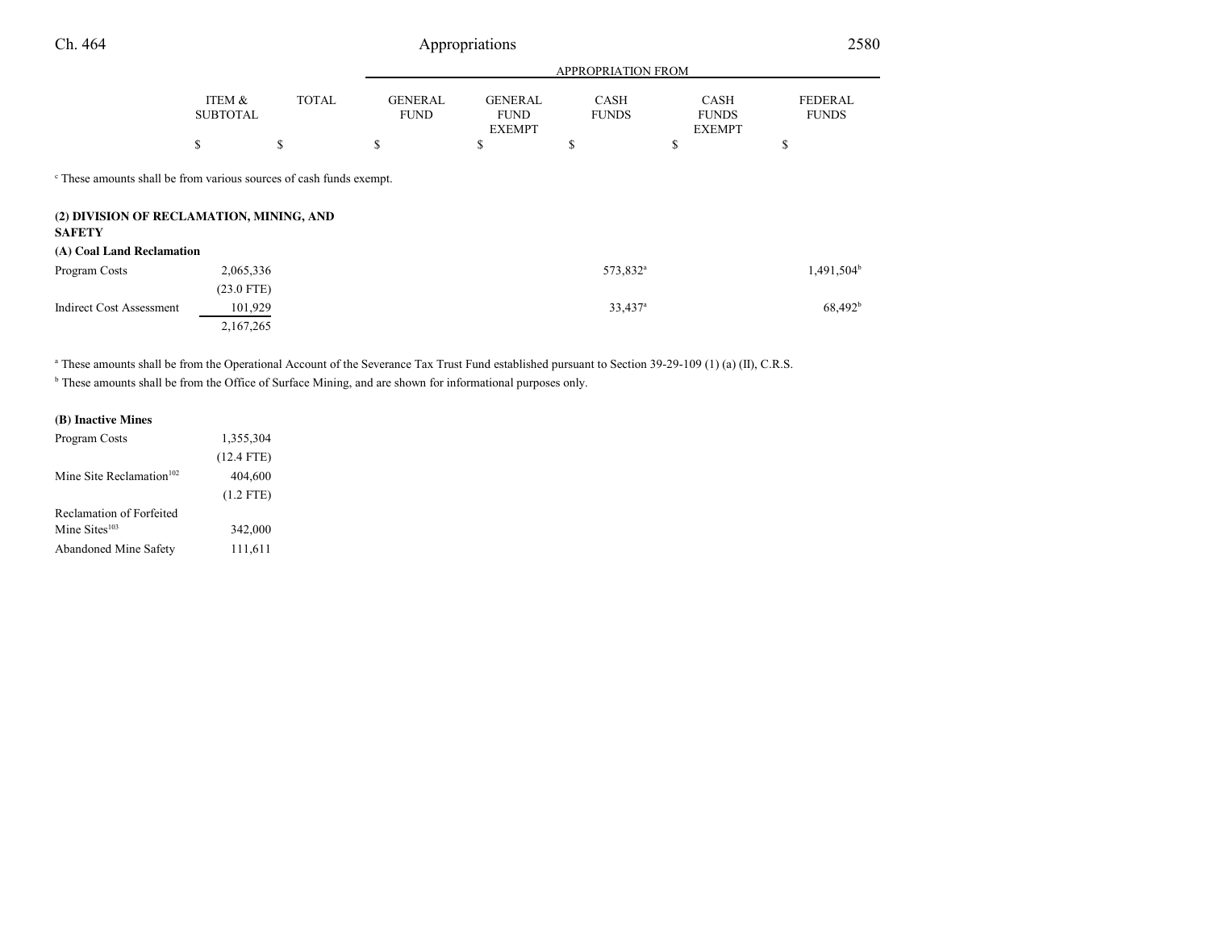| | ITEM & SUBTOTAL | TOTAL | GENERAL FUND | GENERAL FUND EXEMPT | CASH FUNDS | CASH FUNDS EXEMPT | FEDERAL FUNDS |
|---|---|---|---|---|---|---|---|
| | $ | $ | $ | $ | $ | $ | $ |

[c] These amounts shall be from various sources of cash funds exempt.

**(2) DIVISION OF RECLAMATION, MINING, AND SAFETY**

**(A) Coal Land Reclamation**

| | ITEM & SUBTOTAL | TOTAL | GENERAL FUND | GENERAL FUND EXEMPT | CASH FUNDS | CASH FUNDS EXEMPT | FEDERAL FUNDS |
|---|---|---|---|---|---|---|---|
| Program Costs | 2,065,336 | | | | 573,832[a] | | 1,491,504[b] |
| | (23.0 FTE) | | | | | | |
| Indirect Cost Assessment | 101,929 | | | | 33,437[a] | | 68,492[b] |
| | 2,167,265 | | | | | | |

[a] These amounts shall be from the Operational Account of the Severance Tax Trust Fund established pursuant to Section 39-29-109 (1) (a) (II), C.R.S.

[b] These amounts shall be from the Office of Surface Mining, and are shown for informational purposes only.

**(B) Inactive Mines**

| | ITEM & SUBTOTAL | TOTAL | GENERAL FUND | GENERAL FUND EXEMPT | CASH FUNDS | CASH FUNDS EXEMPT | FEDERAL FUNDS |
|---|---|---|---|---|---|---|---|
| Program Costs | 1,355,304 | | | | | | |
| | (12.4 FTE) | | | | | | |
| Mine Site Reclamation[102] | 404,600 | | | | | | |
| | (1.2 FTE) | | | | | | |
| Reclamation of Forfeited Mine Sites[103] | 342,000 | | | | | | |
| Abandoned Mine Safety | 111,611 | | | | | | |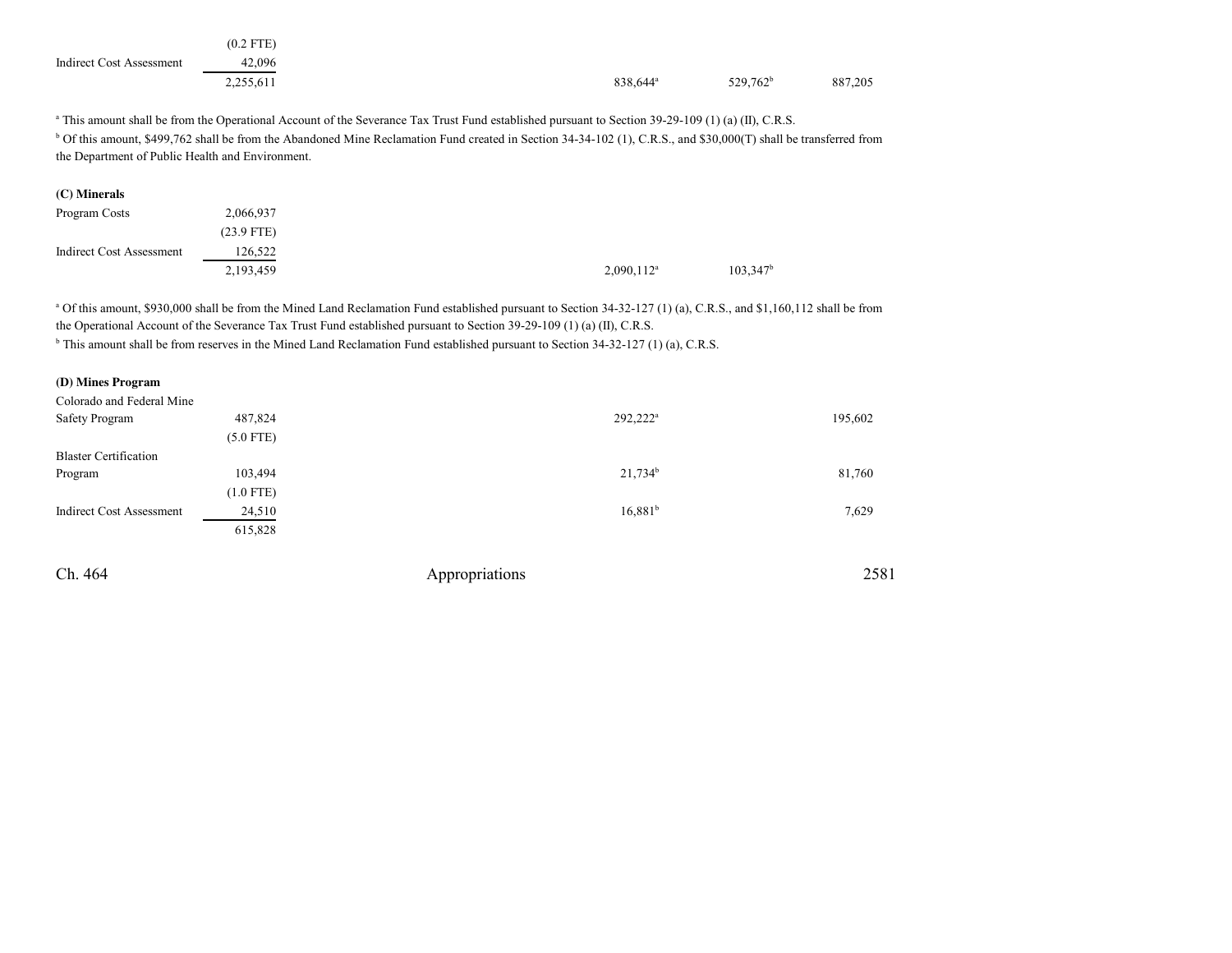| | | | | | |
|---|---|---|---|---|---|
| | (0.2 FTE) | | | | |
| Indirect Cost Assessment | 42,096 | | | | |
| | 2,255,611 | | 838,644[a] | 529,762[b] | 887,205 |

[a] This amount shall be from the Operational Account of the Severance Tax Trust Fund established pursuant to Section 39-29-109 (1) (a) (II), C.R.S.

[b] Of this amount, $499,762 shall be from the Abandoned Mine Reclamation Fund created in Section 34-34-102 (1), C.R.S., and $30,000(T) shall be transferred from the Department of Public Health and Environment.

**(C) Minerals**

| | | | | | |
|---|---|---|---|---|---|
| Program Costs | 2,066,937 | | | | |
| | (23.9 FTE) | | | | |
| Indirect Cost Assessment | 126,522 | | | | |
| | 2,193,459 | | 2,090,112[a] | 103,347[b] | |

[a] Of this amount, $930,000 shall be from the Mined Land Reclamation Fund established pursuant to Section 34-32-127 (1) (a), C.R.S., and $1,160,112 shall be from the Operational Account of the Severance Tax Trust Fund established pursuant to Section 39-29-109 (1) (a) (II), C.R.S.

[b] This amount shall be from reserves in the Mined Land Reclamation Fund established pursuant to Section 34-32-127 (1) (a), C.R.S.

**(D) Mines Program**

| | | | | | |
|---|---|---|---|---|---|
| Colorado and Federal Mine Safety Program | 487,824 | | 292,222[a] | | 195,602 |
| | (5.0 FTE) | | | | |
| Blaster Certification Program | 103,494 | | 21,734[b] | | 81,760 |
| | (1.0 FTE) | | | | |
| Indirect Cost Assessment | 24,510 | | 16,881[b] | | 7,629 |
| | 615,828 | | | | |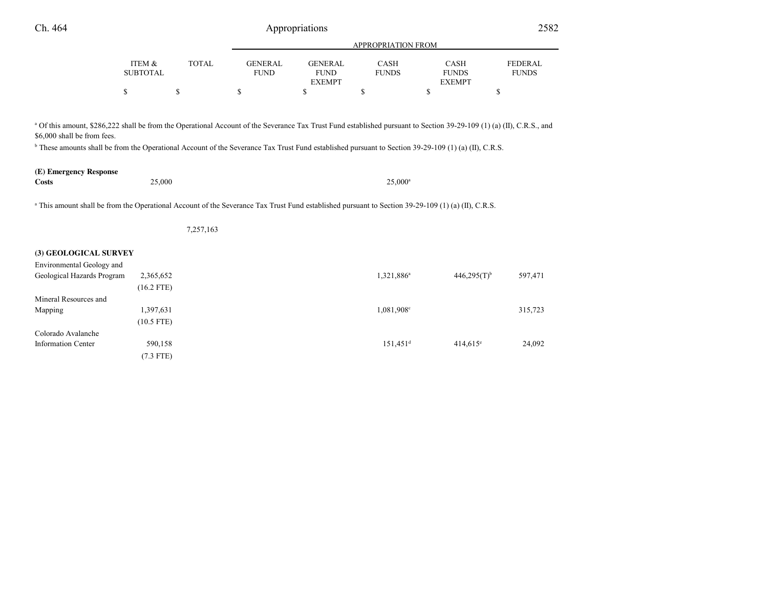| ITEM & SUBTOTAL | TOTAL | APPROPRIATION FROM GENERAL FUND | GENERAL FUND EXEMPT | CASH FUNDS | CASH FUNDS EXEMPT | FEDERAL FUNDS |
|---|---|---|---|---|---|---|
| $ | $ | $ | $ | $ | $ | $ |

[a] Of this amount, $286,222 shall be from the Operational Account of the Severance Tax Trust Fund established pursuant to Section 39-29-109 (1) (a) (II), C.R.S., and $6,000 shall be from fees.

[b] These amounts shall be from the Operational Account of the Severance Tax Trust Fund established pursuant to Section 39-29-109 (1) (a) (II), C.R.S.

| | ITEM & SUBTOTAL | TOTAL | GENERAL FUND | GENERAL FUND EXEMPT | CASH FUNDS | CASH FUNDS EXEMPT | FEDERAL FUNDS |
|---|---|---|---|---|---|---|---|
| **(E) Emergency Response Costs** | 25,000 | | | | 25,000[a] | | |

[a] This amount shall be from the Operational Account of the Severance Tax Trust Fund established pursuant to Section 39-29-109 (1) (a) (II), C.R.S.

| | ITEM & SUBTOTAL | TOTAL | GENERAL FUND | GENERAL FUND EXEMPT | CASH FUNDS | CASH FUNDS EXEMPT | FEDERAL FUNDS |
|---|---|---|---|---|---|---|---|
| | | 7,257,163 | | | | | |
| **(3) GEOLOGICAL SURVEY** | | | | | | | |
| Environmental Geology and Geological Hazards Program | 2,365,652 | | | | 1,321,886[a] | 446,295(T)[b] | 597,471 |
| | (16.2 FTE) | | | | | | |
| Mineral Resources and Mapping | 1,397,631 | | | | 1,081,908[c] | | 315,723 |
| | (10.5 FTE) | | | | | | |
| Colorado Avalanche Information Center | 590,158 | | | | 151,451[d] | 414,615[e] | 24,092 |
| | (7.3 FTE) | | | | | | |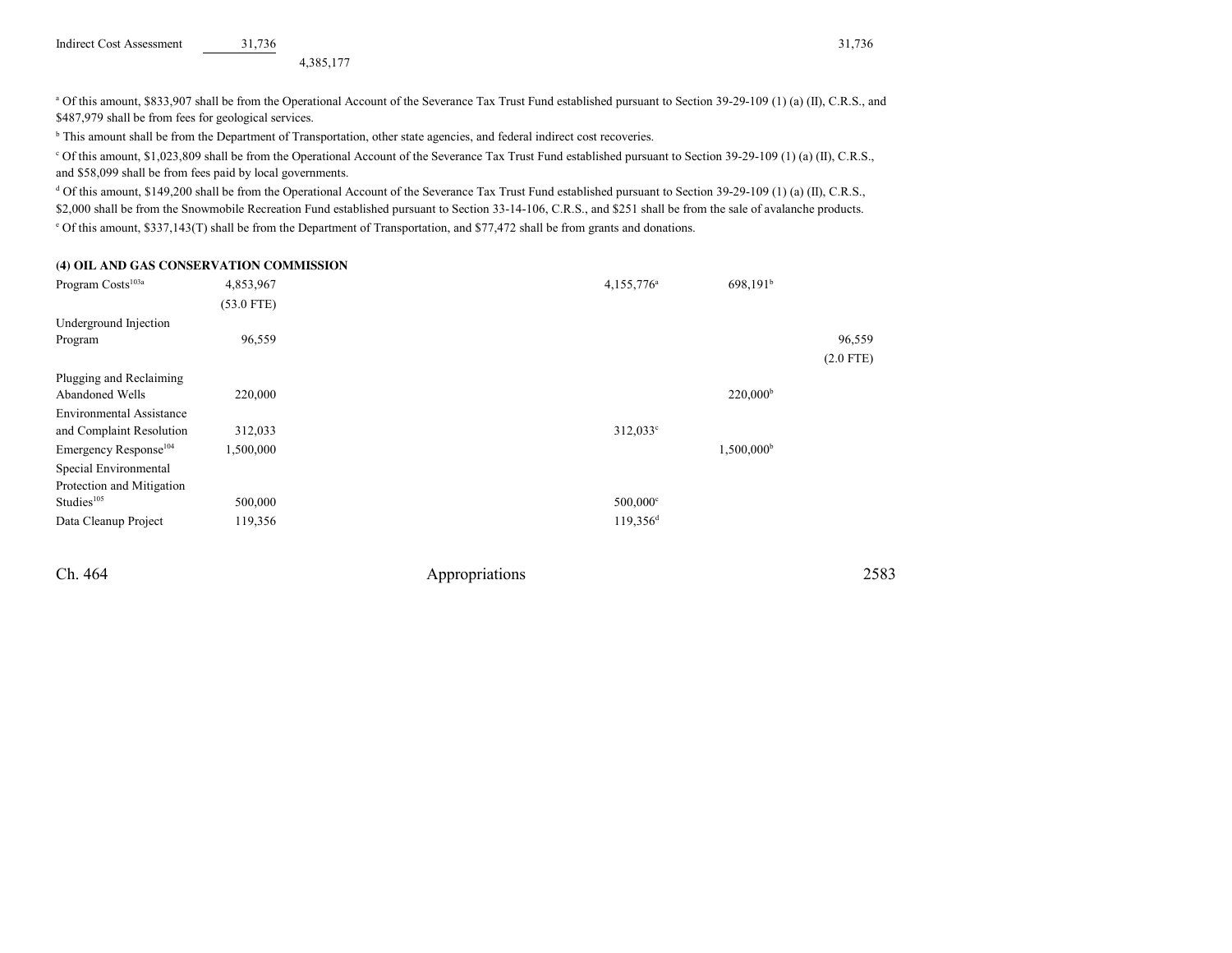| | | | | | | |
|---|---|---|---|---|---|---|
| Indirect Cost Assessment | 31,736 | | | | | 31,736 |
| | | 4,385,177 | | | | |

[a] Of this amount, $833,907 shall be from the Operational Account of the Severance Tax Trust Fund established pursuant to Section 39-29-109 (1) (a) (II), C.R.S., and $487,979 shall be from fees for geological services.

[b] This amount shall be from the Department of Transportation, other state agencies, and federal indirect cost recoveries.

[c] Of this amount, $1,023,809 shall be from the Operational Account of the Severance Tax Trust Fund established pursuant to Section 39-29-109 (1) (a) (II), C.R.S., and $58,099 shall be from fees paid by local governments.

[d] Of this amount, $149,200 shall be from the Operational Account of the Severance Tax Trust Fund established pursuant to Section 39-29-109 (1) (a) (II), C.R.S., $2,000 shall be from the Snowmobile Recreation Fund established pursuant to Section 33-14-106, C.R.S., and $251 shall be from the sale of avalanche products.

[e] Of this amount, $337,143(T) shall be from the Department of Transportation, and $77,472 shall be from grants and donations.

**(4) OIL AND GAS CONSERVATION COMMISSION**

| | | | | | | |
|---|---|---|---|---|---|---|
| Program Costs[103a] | 4,853,967 | | | 4,155,776[a] | 698,191[b] | |
| | (53.0 FTE) | | | | | |
| Underground Injection Program | 96,559 | | | | | 96,559 |
| | | | | | | (2.0 FTE) |
| Plugging and Reclaiming Abandoned Wells | 220,000 | | | | 220,000[b] | |
| Environmental Assistance and Complaint Resolution | 312,033 | | | 312,033[c] | | |
| Emergency Response[104] | 1,500,000 | | | | 1,500,000[b] | |
| Special Environmental Protection and Mitigation Studies[105] | 500,000 | | | 500,000[c] | | |
| Data Cleanup Project | 119,356 | | | 119,356[d] | | |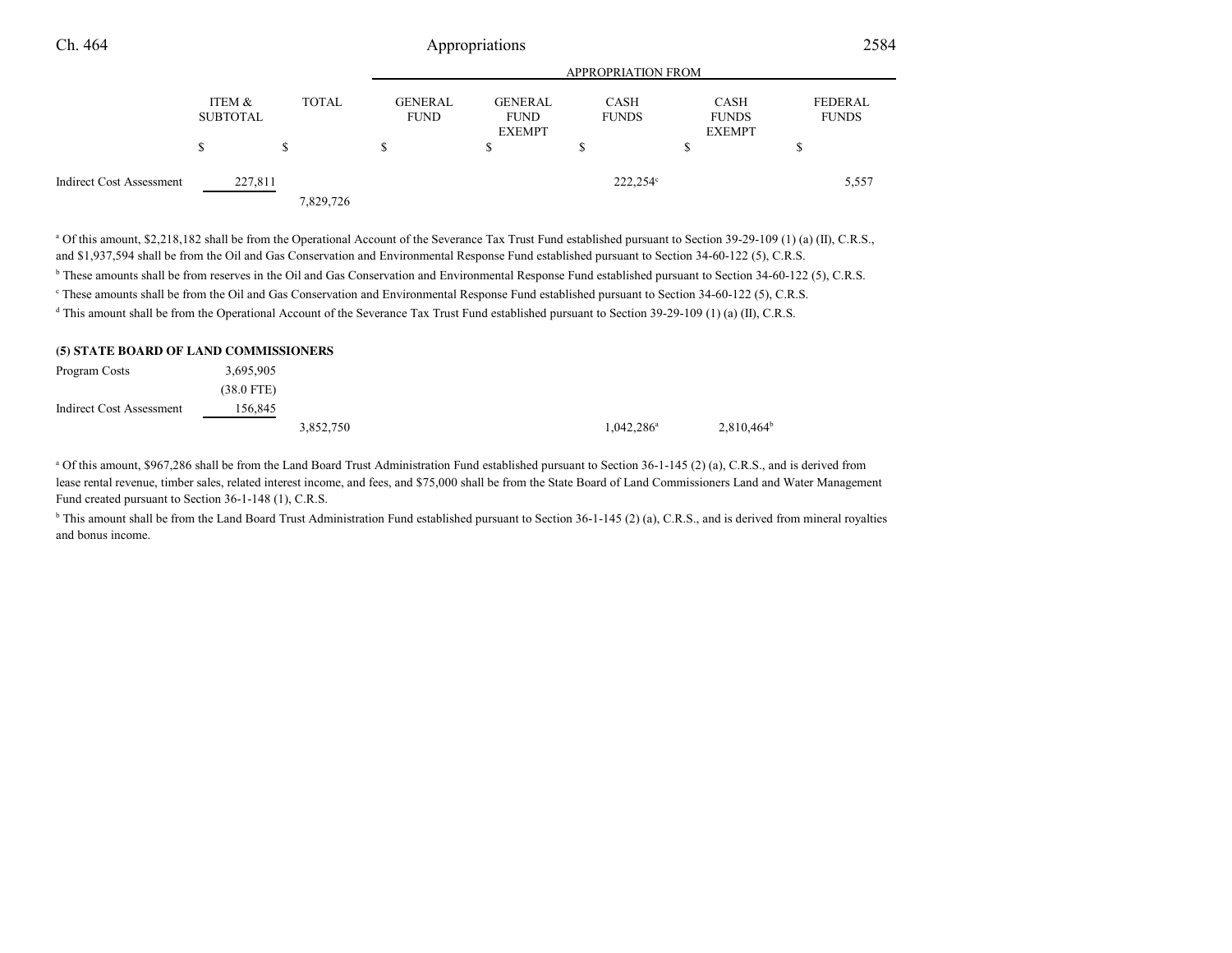| | ITEM & SUBTOTAL | TOTAL | APPROPRIATION FROM GENERAL FUND | GENERAL FUND EXEMPT | CASH FUNDS | CASH FUNDS EXEMPT | FEDERAL FUNDS |
|---|---|---|---|---|---|---|---|
| | $ | $ | $ | $ | $ | $ | $ |
| Indirect Cost Assessment | 227,811 | | | | 222,254[c] | | 5,557 |
| | | 7,829,726 | | | | | |

[a] Of this amount, $2,218,182 shall be from the Operational Account of the Severance Tax Trust Fund established pursuant to Section 39-29-109 (1) (a) (II), C.R.S., and $1,937,594 shall be from the Oil and Gas Conservation and Environmental Response Fund established pursuant to Section 34-60-122 (5), C.R.S.

[b] These amounts shall be from reserves in the Oil and Gas Conservation and Environmental Response Fund established pursuant to Section 34-60-122 (5), C.R.S.

[c] These amounts shall be from the Oil and Gas Conservation and Environmental Response Fund established pursuant to Section 34-60-122 (5), C.R.S.

[d] This amount shall be from the Operational Account of the Severance Tax Trust Fund established pursuant to Section 39-29-109 (1) (a) (II), C.R.S.

**(5) STATE BOARD OF LAND COMMISSIONERS**

| | ITEM & SUBTOTAL | TOTAL | GENERAL FUND | GENERAL FUND EXEMPT | CASH FUNDS | CASH FUNDS EXEMPT | FEDERAL FUNDS |
|---|---|---|---|---|---|---|---|
| Program Costs | 3,695,905 | | | | | | |
| | (38.0 FTE) | | | | | | |
| Indirect Cost Assessment | 156,845 | | | | | | |
| | | 3,852,750 | | | 1,042,286[a] | 2,810,464[b] | |

[a] Of this amount, $967,286 shall be from the Land Board Trust Administration Fund established pursuant to Section 36-1-145 (2) (a), C.R.S., and is derived from lease rental revenue, timber sales, related interest income, and fees, and $75,000 shall be from the State Board of Land Commissioners Land and Water Management Fund created pursuant to Section 36-1-148 (1), C.R.S.

[b] This amount shall be from the Land Board Trust Administration Fund established pursuant to Section 36-1-145 (2) (a), C.R.S., and is derived from mineral royalties and bonus income.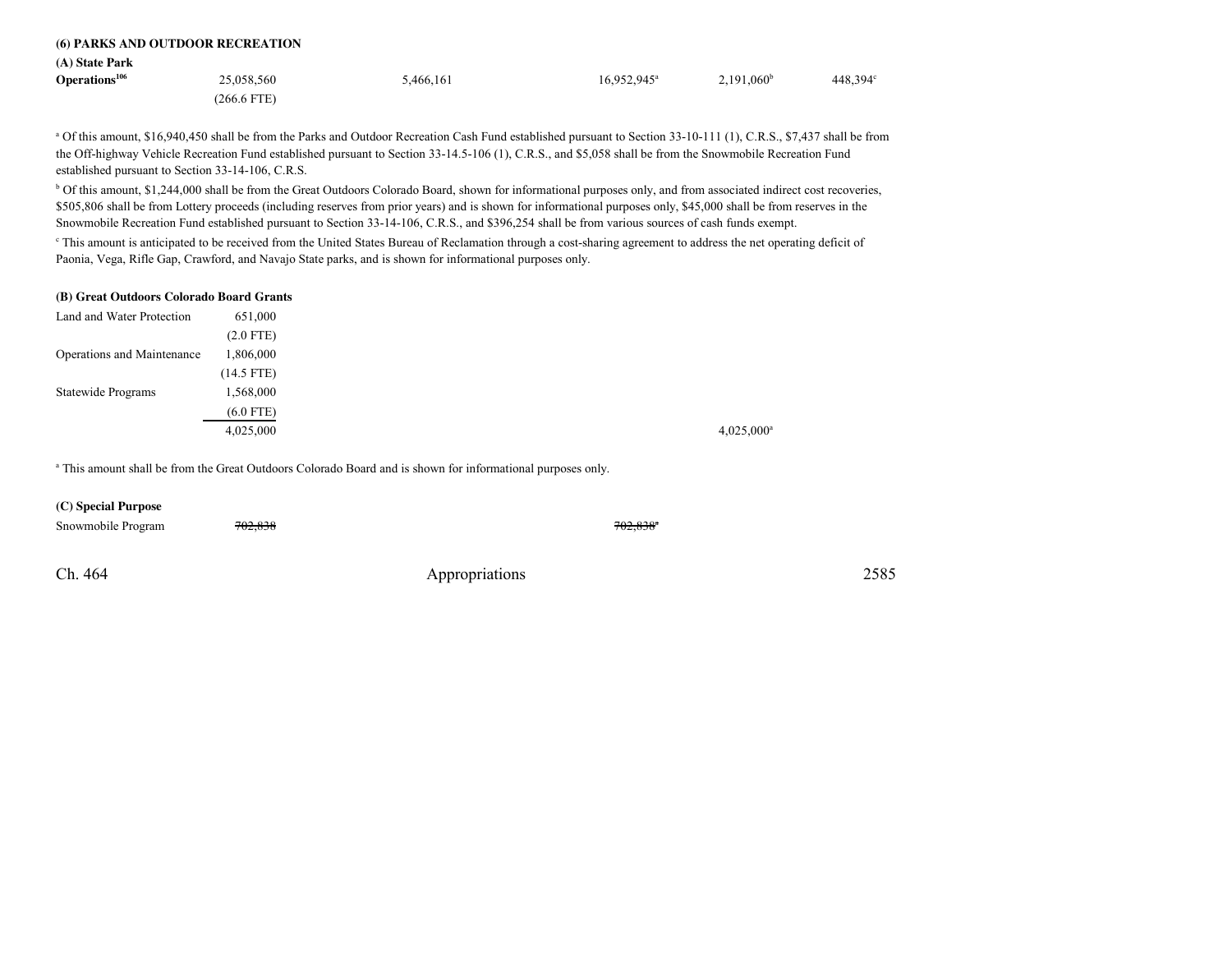**(6) PARKS AND OUTDOOR RECREATION**

**(A) State Park Operations[106]**

| | | | | | |
|---|---|---|---|---|---|
| State Park Operations[106] | 25,058,560 | 5,466,161 | 16,952,945[a] | 2,191,060[b] | 448,394[c] |
| | (266.6 FTE) | | | | |

[a] Of this amount, $16,940,450 shall be from the Parks and Outdoor Recreation Cash Fund established pursuant to Section 33-10-111 (1), C.R.S., $7,437 shall be from the Off-highway Vehicle Recreation Fund established pursuant to Section 33-14.5-106 (1), C.R.S., and $5,058 shall be from the Snowmobile Recreation Fund established pursuant to Section 33-14-106, C.R.S.

[b] Of this amount, $1,244,000 shall be from the Great Outdoors Colorado Board, shown for informational purposes only, and from associated indirect cost recoveries, $505,806 shall be from Lottery proceeds (including reserves from prior years) and is shown for informational purposes only, $45,000 shall be from reserves in the Snowmobile Recreation Fund established pursuant to Section 33-14-106, C.R.S., and $396,254 shall be from various sources of cash funds exempt.

[c] This amount is anticipated to be received from the United States Bureau of Reclamation through a cost-sharing agreement to address the net operating deficit of Paonia, Vega, Rifle Gap, Crawford, and Navajo State parks, and is shown for informational purposes only.

**(B) Great Outdoors Colorado Board Grants**

| | | | | | |
|---|---|---|---|---|---|
| Land and Water Protection | 651,000 | | | | |
| | (2.0 FTE) | | | | |
| Operations and Maintenance | 1,806,000 | | | | |
| | (14.5 FTE) | | | | |
| Statewide Programs | 1,568,000 | | | | |
| | (6.0 FTE) | | | | |
| | 4,025,000 | | | 4,025,000[a] | |

[a] This amount shall be from the Great Outdoors Colorado Board and is shown for informational purposes only.

**(C) Special Purpose**

| | | | | | |
|---|---|---|---|---|---|
| Snowmobile Program | ~~702,838~~ | | ~~702,838~~[a] | | |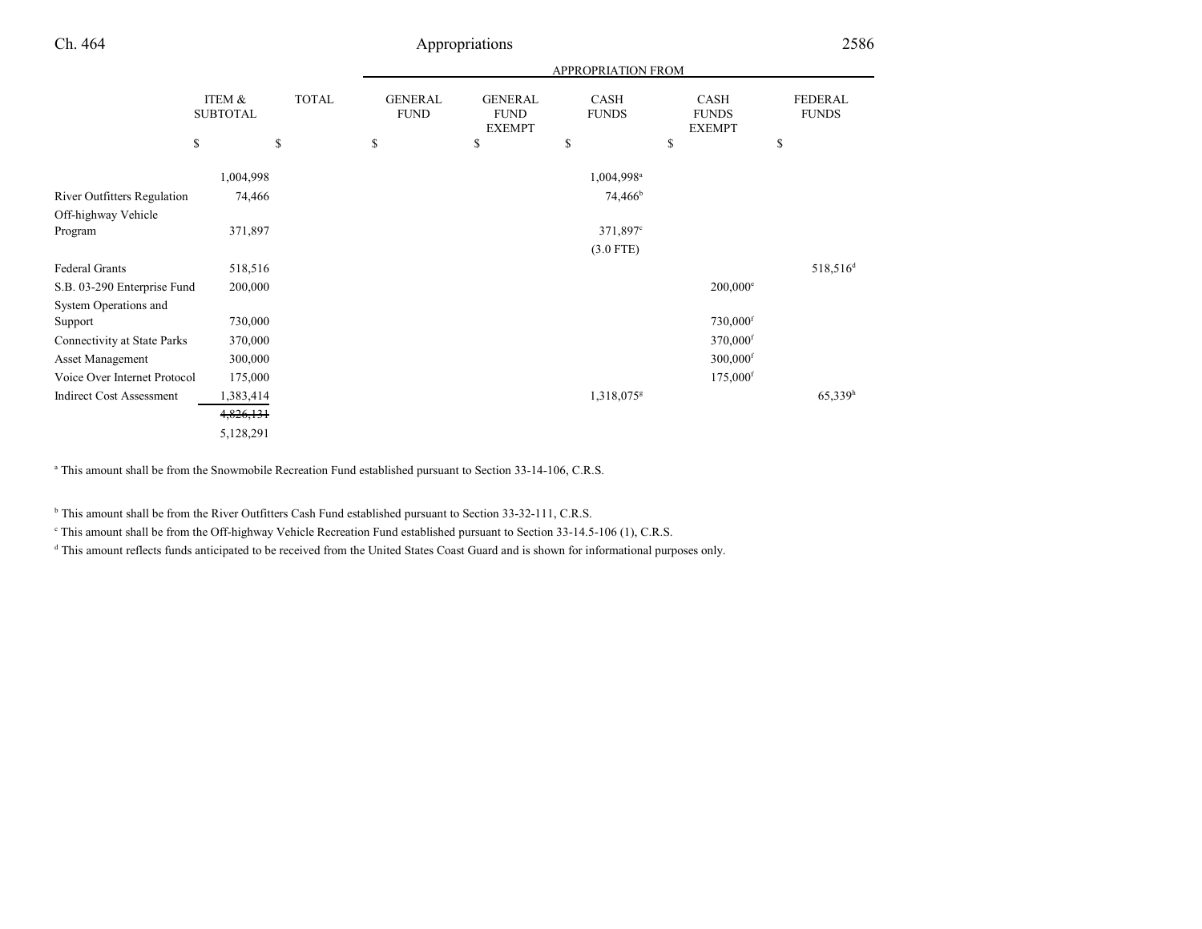| | ITEM & SUBTOTAL | TOTAL | APPROPRIATION FROM GENERAL FUND | GENERAL FUND EXEMPT | CASH FUNDS | CASH FUNDS EXEMPT | FEDERAL FUNDS |
|---|---|---|---|---|---|---|---|
| | $ | $ | $ | $ | $ | $ | $ |
| | 1,004,998 | | | | 1,004,998[a] | | |
| River Outfitters Regulation | 74,466 | | | | 74,466[b] | | |
| Off-highway Vehicle Program | 371,897 | | | | 371,897[c] | | |
| | | | | | (3.0 FTE) | | |
| Federal Grants | 518,516 | | | | | | 518,516[d] |
| S.B. 03-290 Enterprise Fund | 200,000 | | | | | 200,000[e] | |
| System Operations and Support | 730,000 | | | | | 730,000[f] | |
| Connectivity at State Parks | 370,000 | | | | | 370,000[f] | |
| Asset Management | 300,000 | | | | | 300,000[f] | |
| Voice Over Internet Protocol | 175,000 | | | | | 175,000[f] | |
| Indirect Cost Assessment | 1,383,414 | | | | 1,318,075[g] | | 65,339[h] |
| | ~~4,826,131~~ | | | | | | |
| | 5,128,291 | | | | | | |

[a] This amount shall be from the Snowmobile Recreation Fund established pursuant to Section 33-14-106, C.R.S.

[b] This amount shall be from the River Outfitters Cash Fund established pursuant to Section 33-32-111, C.R.S.

[c] This amount shall be from the Off-highway Vehicle Recreation Fund established pursuant to Section 33-14.5-106 (1), C.R.S.

[d] This amount reflects funds anticipated to be received from the United States Coast Guard and is shown for informational purposes only.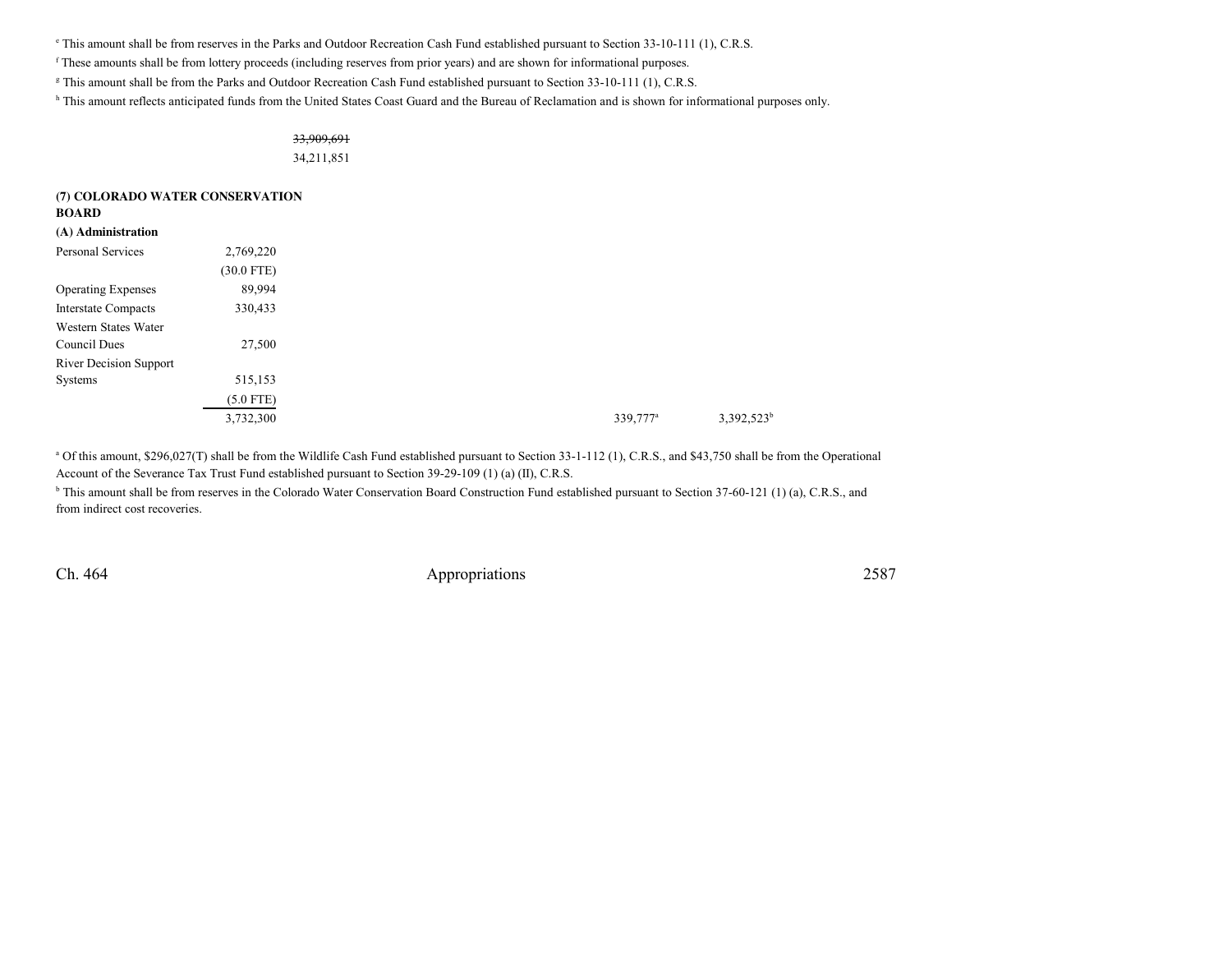[e] This amount shall be from reserves in the Parks and Outdoor Recreation Cash Fund established pursuant to Section 33-10-111 (1), C.R.S.

[f] These amounts shall be from lottery proceeds (including reserves from prior years) and are shown for informational purposes.

[g] This amount shall be from the Parks and Outdoor Recreation Cash Fund established pursuant to Section 33-10-111 (1), C.R.S.

[h] This amount reflects anticipated funds from the United States Coast Guard and the Bureau of Reclamation and is shown for informational purposes only.

| | | | | | |
|---|---|---|---|---|---|
| | | ~~33,909,691~~ 34,211,851 | | | |
| **(7) COLORADO WATER CONSERVATION BOARD** | | | | | |
| **(A) Administration** | | | | | |
| Personal Services | 2,769,220 (30.0 FTE) | | | | |
| Operating Expenses | 89,994 | | | | |
| Interstate Compacts | 330,433 | | | | |
| Western States Water Council Dues | 27,500 | | | | |
| River Decision Support Systems | 515,153 (5.0 FTE) | | | | |
| | 3,732,300 | | | 339,777[a] | 3,392,523[b] |

[a] Of this amount, $296,027(T) shall be from the Wildlife Cash Fund established pursuant to Section 33-1-112 (1), C.R.S., and $43,750 shall be from the Operational Account of the Severance Tax Trust Fund established pursuant to Section 39-29-109 (1) (a) (II), C.R.S.

[b] This amount shall be from reserves in the Colorado Water Conservation Board Construction Fund established pursuant to Section 37-60-121 (1) (a), C.R.S., and from indirect cost recoveries.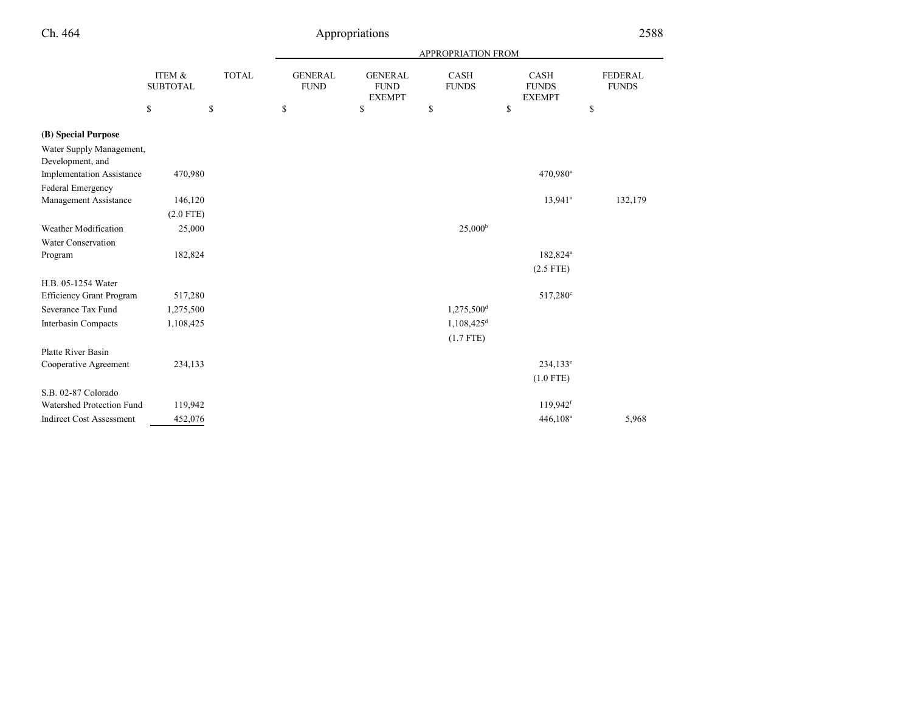| | ITEM & SUBTOTAL | TOTAL | APPROPRIATION FROM | | | | |
|---|---|---|---|---|---|---|---|
| | | | GENERAL FUND | GENERAL FUND EXEMPT | CASH FUNDS | CASH FUNDS EXEMPT | FEDERAL FUNDS |
| | $ | $ | $ | $ | $ | $ | $ |
| **(B) Special Purpose** | | | | | | | |
| Water Supply Management, Development, and Implementation Assistance | 470,980 | | | | | 470,980[a] | |
| Federal Emergency Management Assistance | 146,120 | | | | | 13,941[a] | 132,179 |
| | (2.0 FTE) | | | | | | |
| Weather Modification | 25,000 | | | | 25,000[b] | | |
| Water Conservation Program | 182,824 | | | | | 182,824[a] | |
| | | | | | | (2.5 FTE) | |
| H.B. 05-1254 Water Efficiency Grant Program | 517,280 | | | | | 517,280[c] | |
| Severance Tax Fund | 1,275,500 | | | | 1,275,500[d] | | |
| Interbasin Compacts | 1,108,425 | | | | 1,108,425[d] | | |
| | | | | | (1.7 FTE) | | |
| Platte River Basin Cooperative Agreement | 234,133 | | | | | 234,133[e] | |
| | | | | | | (1.0 FTE) | |
| S.B. 02-87 Colorado Watershed Protection Fund | 119,942 | | | | | 119,942[f] | |
| Indirect Cost Assessment | 452,076 | | | | | 446,108[a] | 5,968 |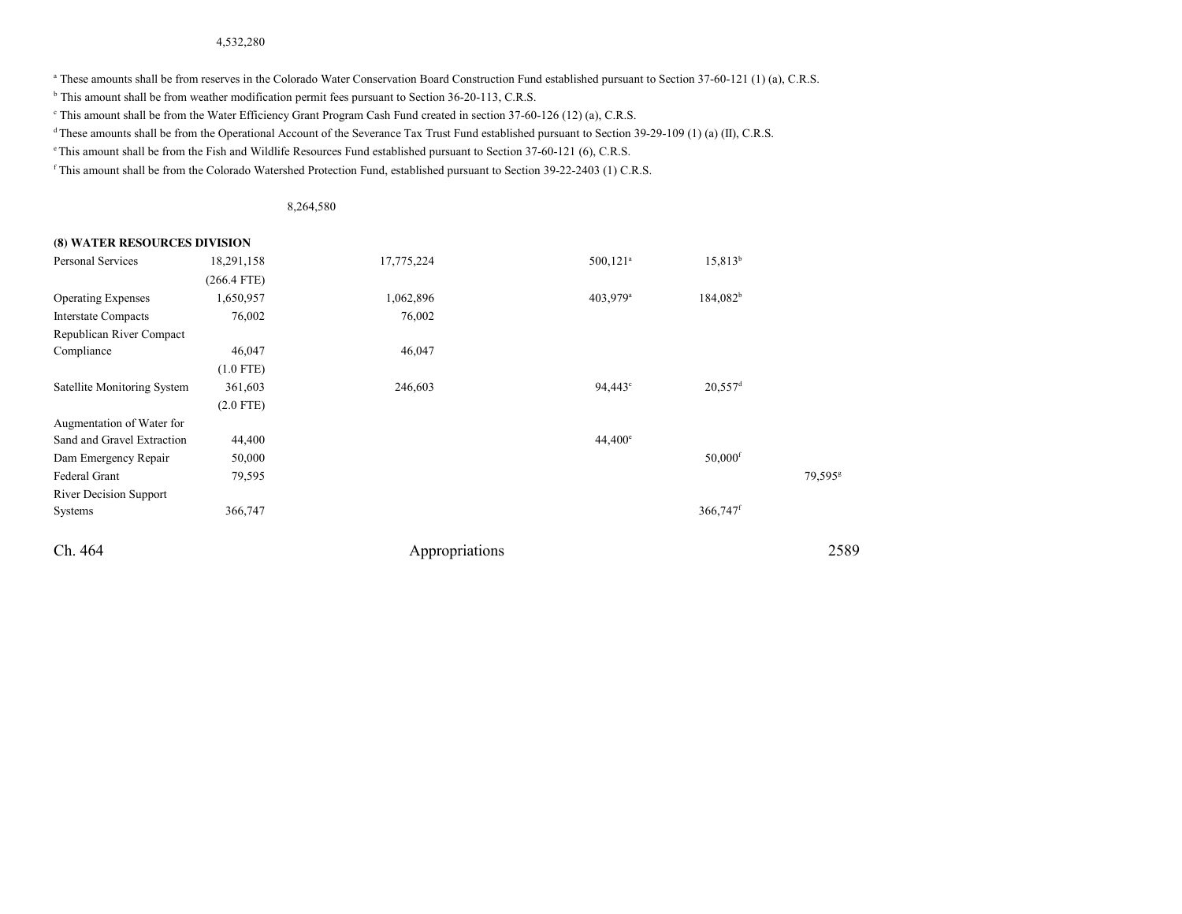4,532,280

[a] These amounts shall be from reserves in the Colorado Water Conservation Board Construction Fund established pursuant to Section 37-60-121 (1) (a), C.R.S.
[b] This amount shall be from weather modification permit fees pursuant to Section 36-20-113, C.R.S.
[c] This amount shall be from the Water Efficiency Grant Program Cash Fund created in section 37-60-126 (12) (a), C.R.S.
[d] These amounts shall be from the Operational Account of the Severance Tax Trust Fund established pursuant to Section 39-29-109 (1) (a) (II), C.R.S.
[e] This amount shall be from the Fish and Wildlife Resources Fund established pursuant to Section 37-60-121 (6), C.R.S.
[f] This amount shall be from the Colorado Watershed Protection Fund, established pursuant to Section 39-22-2403 (1) C.R.S.

8,264,580

**(8) WATER RESOURCES DIVISION**

| | | | | | | |
|---|---|---|---|---|---|---|
| Personal Services | 18,291,158 | 17,775,224 | | 500,121[a] | 15,813[b] | |
| | (266.4 FTE) | | | | | |
| Operating Expenses | 1,650,957 | 1,062,896 | | 403,979[a] | 184,082[b] | |
| Interstate Compacts | 76,002 | 76,002 | | | | |
| Republican River Compact Compliance | 46,047 | 46,047 | | | | |
| | (1.0 FTE) | | | | | |
| Satellite Monitoring System | 361,603 | 246,603 | | 94,443[c] | 20,557[d] | |
| | (2.0 FTE) | | | | | |
| Augmentation of Water for Sand and Gravel Extraction | 44,400 | | | 44,400[e] | | |
| Dam Emergency Repair | 50,000 | | | | 50,000[f] | |
| Federal Grant | 79,595 | | | | | 79,595[g] |
| River Decision Support Systems | 366,747 | | | | 366,747[f] | |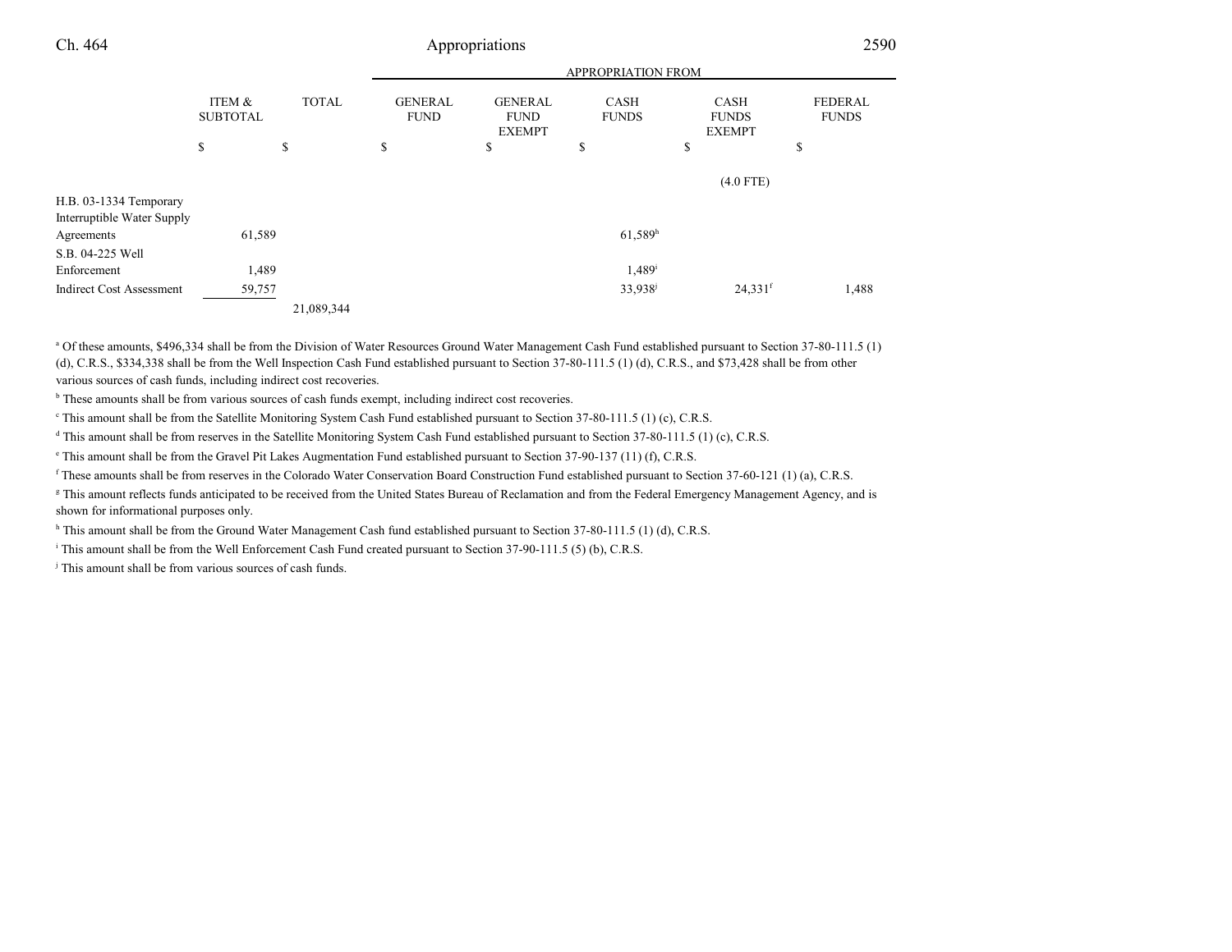| | ITEM & SUBTOTAL | TOTAL | GENERAL FUND | GENERAL FUND EXEMPT | CASH FUNDS | CASH FUNDS EXEMPT | FEDERAL FUNDS |
|---|---|---|---|---|---|---|---|
| | $ | $ | $ | $ | $ | $ | $ |
| | | | | | | (4.0 FTE) | |
| H.B. 03-1334 Temporary Interruptible Water Supply Agreements | 61,589 | | | | 61,589[h] | | |
| S.B. 04-225 Well Enforcement | 1,489 | | | | 1,489[i] | | |
| Indirect Cost Assessment | 59,757 | | | | 33,938[j] | 24,331[f] | 1,488 |
| | | 21,089,344 | | | | | |

[a] Of these amounts, $496,334 shall be from the Division of Water Resources Ground Water Management Cash Fund established pursuant to Section 37-80-111.5 (1) (d), C.R.S., $334,338 shall be from the Well Inspection Cash Fund established pursuant to Section 37-80-111.5 (1) (d), C.R.S., and $73,428 shall be from other various sources of cash funds, including indirect cost recoveries.

[b] These amounts shall be from various sources of cash funds exempt, including indirect cost recoveries.

[c] This amount shall be from the Satellite Monitoring System Cash Fund established pursuant to Section 37-80-111.5 (1) (c), C.R.S.

[d] This amount shall be from reserves in the Satellite Monitoring System Cash Fund established pursuant to Section 37-80-111.5 (1) (c), C.R.S.

[e] This amount shall be from the Gravel Pit Lakes Augmentation Fund established pursuant to Section 37-90-137 (11) (f), C.R.S.

[f] These amounts shall be from reserves in the Colorado Water Conservation Board Construction Fund established pursuant to Section 37-60-121 (1) (a), C.R.S.

[g] This amount reflects funds anticipated to be received from the United States Bureau of Reclamation and from the Federal Emergency Management Agency, and is shown for informational purposes only.

[h] This amount shall be from the Ground Water Management Cash fund established pursuant to Section 37-80-111.5 (1) (d), C.R.S.

[i] This amount shall be from the Well Enforcement Cash Fund created pursuant to Section 37-90-111.5 (5) (b), C.R.S.

[j] This amount shall be from various sources of cash funds.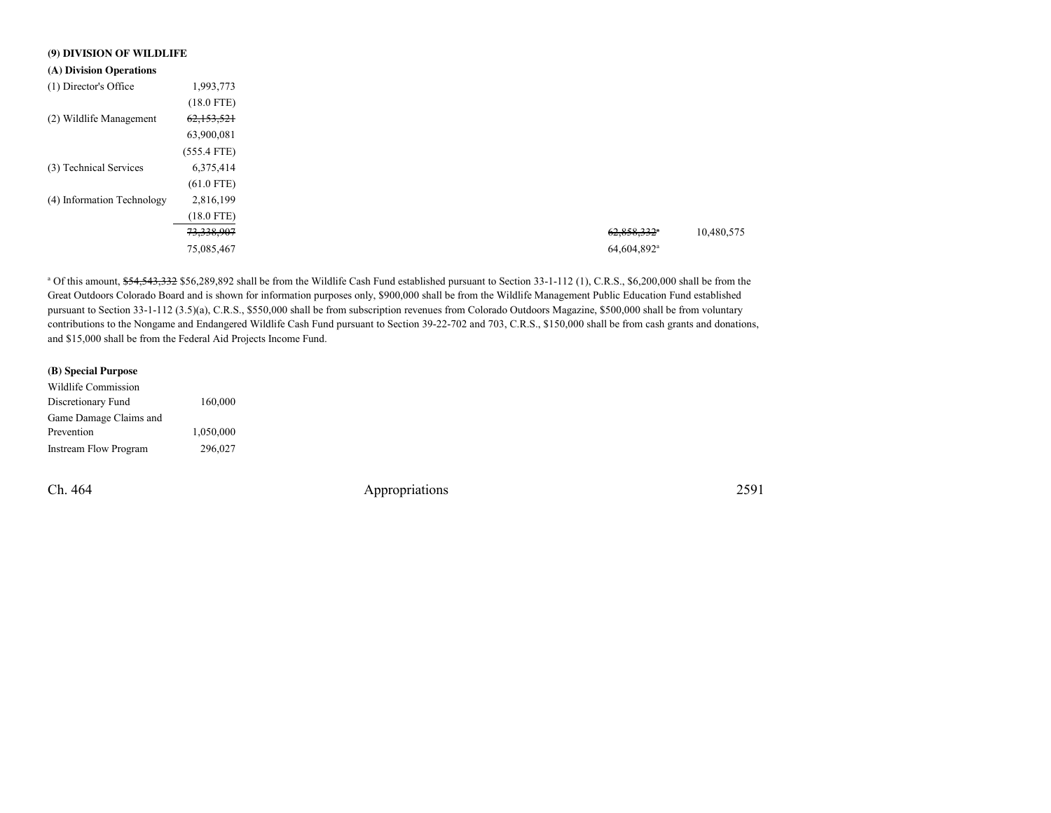**(9) DIVISION OF WILDLIFE**

**(A) Division Operations**

| | | | |
|---|---|---|---|
| (1) Director's Office | 1,993,773 | | |
| | (18.0 FTE) | | |
| (2) Wildlife Management | ~~62,153,521~~ | | |
| | 63,900,081 | | |
| | (555.4 FTE) | | |
| (3) Technical Services | 6,375,414 | | |
| | (61.0 FTE) | | |
| (4) Information Technology | 2,816,199 | | |
| | (18.0 FTE) | | |
| | ~~73,338,907~~ | ~~62,858,332~~[a] | 10,480,575 |
| | 75,085,467 | 64,604,892[a] | |

[a] Of this amount, ~~$54,543,332~~ $56,289,892 shall be from the Wildlife Cash Fund established pursuant to Section 33-1-112 (1), C.R.S., $6,200,000 shall be from the Great Outdoors Colorado Board and is shown for information purposes only, $900,000 shall be from the Wildlife Management Public Education Fund established pursuant to Section 33-1-112 (3.5)(a), C.R.S., $550,000 shall be from subscription revenues from Colorado Outdoors Magazine, $500,000 shall be from voluntary contributions to the Nongame and Endangered Wildlife Cash Fund pursuant to Section 39-22-702 and 703, C.R.S., $150,000 shall be from cash grants and donations, and $15,000 shall be from the Federal Aid Projects Income Fund.

**(B) Special Purpose**

| | |
|---|---|
| Wildlife Commission Discretionary Fund | 160,000 |
| Game Damage Claims and Prevention | 1,050,000 |
| Instream Flow Program | 296,027 |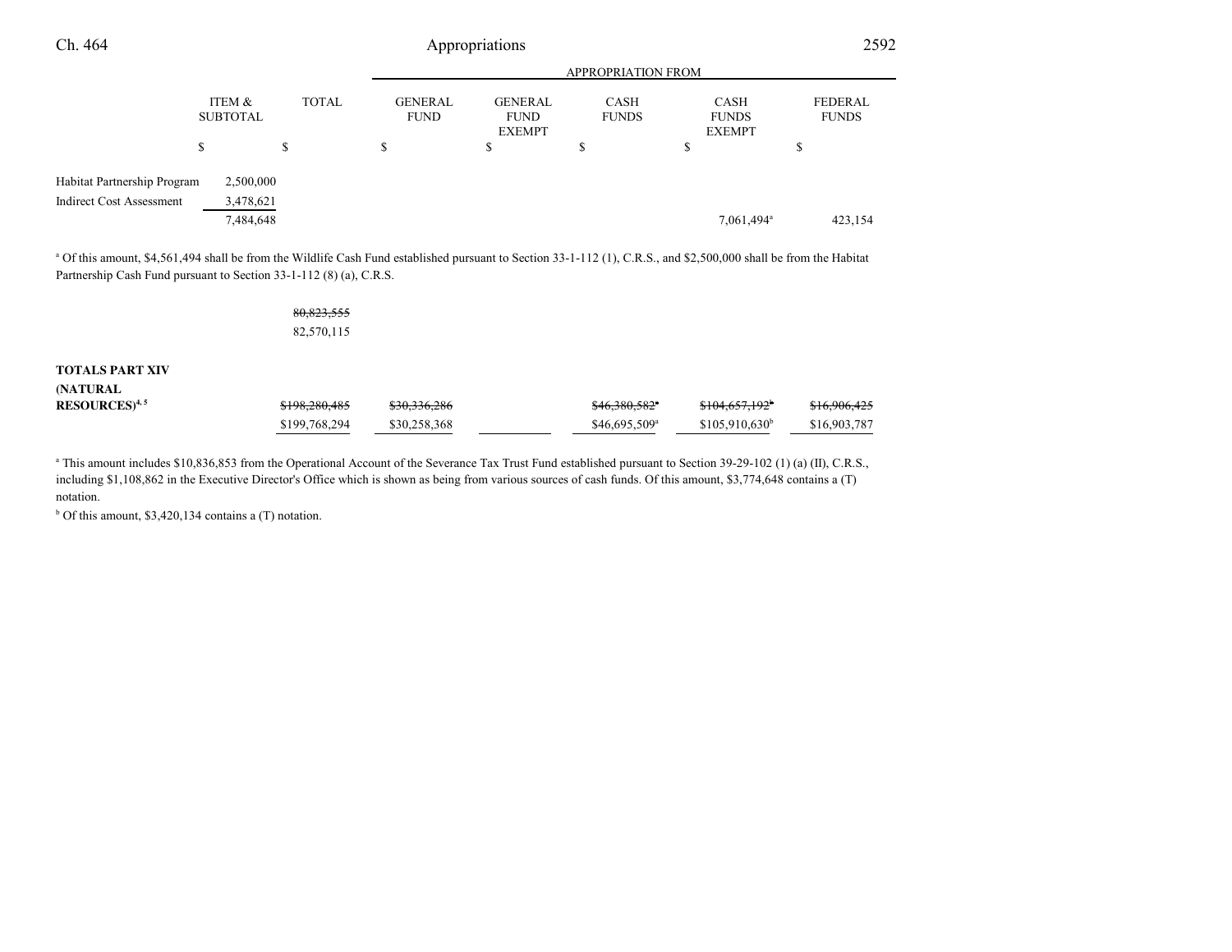| | ITEM & SUBTOTAL | TOTAL | GENERAL FUND | GENERAL FUND EXEMPT | CASH FUNDS | CASH FUNDS EXEMPT | FEDERAL FUNDS |
|---|---|---|---|---|---|---|---|
| | $ | $ | $ | $ | $ | $ | $ |
| Habitat Partnership Program | 2,500,000 | | | | | | |
| Indirect Cost Assessment | 3,478,621 | | | | | | |
| | 7,484,648 | | | | | 7,061,494[a] | 423,154 |

[a] Of this amount, $4,561,494 shall be from the Wildlife Cash Fund established pursuant to Section 33-1-112 (1), C.R.S., and $2,500,000 shall be from the Habitat Partnership Cash Fund pursuant to Section 33-1-112 (8) (a), C.R.S.

| | ITEM & SUBTOTAL | TOTAL | GENERAL FUND | GENERAL FUND EXEMPT | CASH FUNDS | CASH FUNDS EXEMPT | FEDERAL FUNDS |
|---|---|---|---|---|---|---|---|
| | | ~~80,823,555~~ | | | | | |
| | | 82,570,115 | | | | | |
| **TOTALS PART XIV (NATURAL RESOURCES)**[4, 5] | | ~~$198,280,485~~ | ~~$30,336,286~~ | | ~~$46,380,582[a]~~ | ~~$104,657,192[b]~~ | ~~$16,906,425~~ |
| | | $199,768,294 | $30,258,368 | | $46,695,509[a] | $105,910,630[b] | $16,903,787 |

[a] This amount includes $10,836,853 from the Operational Account of the Severance Tax Trust Fund established pursuant to Section 39-29-102 (1) (a) (II), C.R.S., including $1,108,862 in the Executive Director's Office which is shown as being from various sources of cash funds. Of this amount, $3,774,648 contains a (T) notation.

[b] Of this amount, $3,420,134 contains a (T) notation.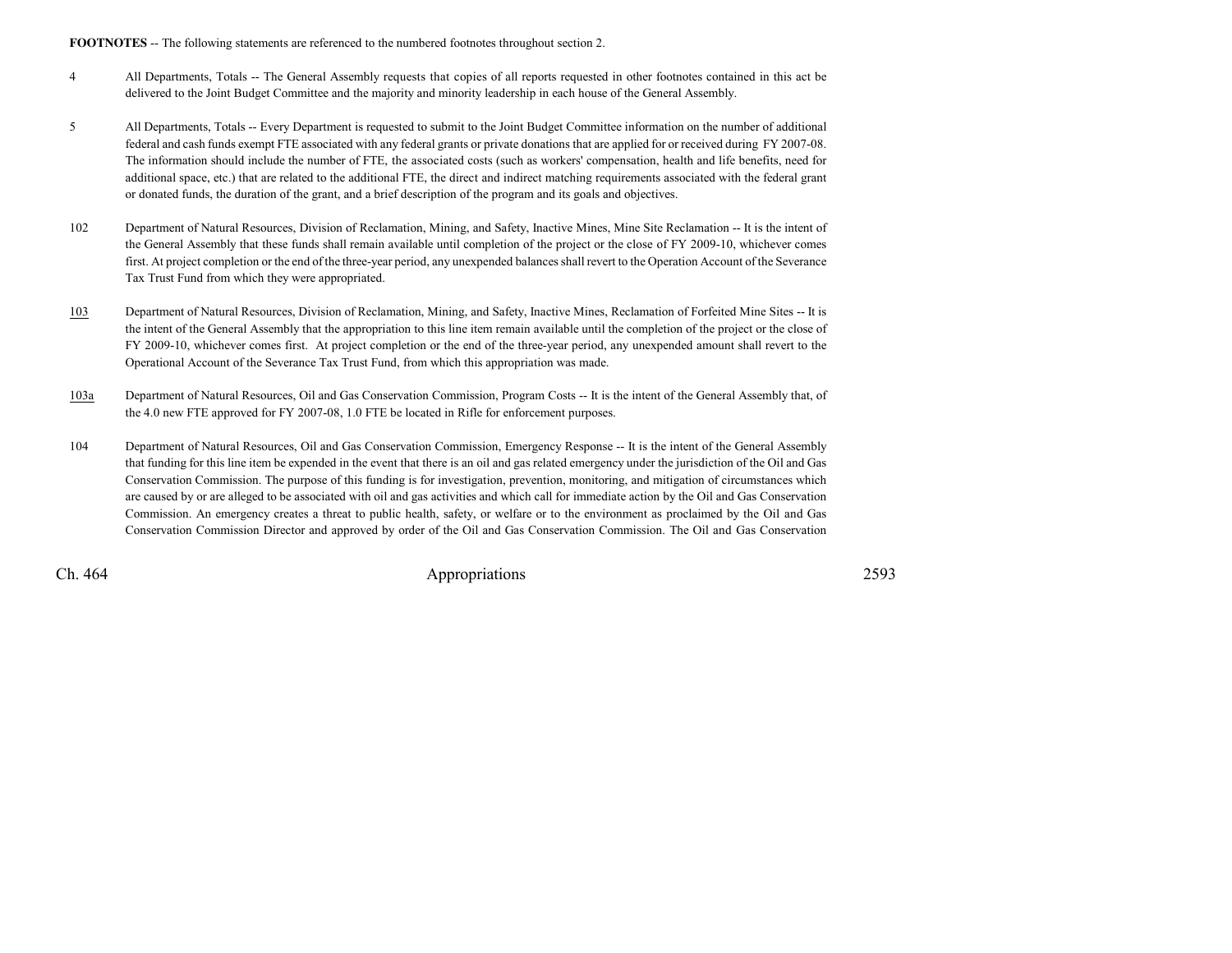**FOOTNOTES** -- The following statements are referenced to the numbered footnotes throughout section 2.

4 All Departments, Totals -- The General Assembly requests that copies of all reports requested in other footnotes contained in this act be delivered to the Joint Budget Committee and the majority and minority leadership in each house of the General Assembly.

5 All Departments, Totals -- Every Department is requested to submit to the Joint Budget Committee information on the number of additional federal and cash funds exempt FTE associated with any federal grants or private donations that are applied for or received during FY 2007-08. The information should include the number of FTE, the associated costs (such as workers' compensation, health and life benefits, need for additional space, etc.) that are related to the additional FTE, the direct and indirect matching requirements associated with the federal grant or donated funds, the duration of the grant, and a brief description of the program and its goals and objectives.

102 Department of Natural Resources, Division of Reclamation, Mining, and Safety, Inactive Mines, Mine Site Reclamation -- It is the intent of the General Assembly that these funds shall remain available until completion of the project or the close of FY 2009-10, whichever comes first. At project completion or the end of the three-year period, any unexpended balances shall revert to the Operation Account of the Severance Tax Trust Fund from which they were appropriated.

103 Department of Natural Resources, Division of Reclamation, Mining, and Safety, Inactive Mines, Reclamation of Forfeited Mine Sites -- It is the intent of the General Assembly that the appropriation to this line item remain available until the completion of the project or the close of FY 2009-10, whichever comes first. At project completion or the end of the three-year period, any unexpended amount shall revert to the Operational Account of the Severance Tax Trust Fund, from which this appropriation was made.

103a Department of Natural Resources, Oil and Gas Conservation Commission, Program Costs -- It is the intent of the General Assembly that, of the 4.0 new FTE approved for FY 2007-08, 1.0 FTE be located in Rifle for enforcement purposes.

104 Department of Natural Resources, Oil and Gas Conservation Commission, Emergency Response -- It is the intent of the General Assembly that funding for this line item be expended in the event that there is an oil and gas related emergency under the jurisdiction of the Oil and Gas Conservation Commission. The purpose of this funding is for investigation, prevention, monitoring, and mitigation of circumstances which are caused by or are alleged to be associated with oil and gas activities and which call for immediate action by the Oil and Gas Conservation Commission. An emergency creates a threat to public health, safety, or welfare or to the environment as proclaimed by the Oil and Gas Conservation Commission Director and approved by order of the Oil and Gas Conservation Commission. The Oil and Gas Conservation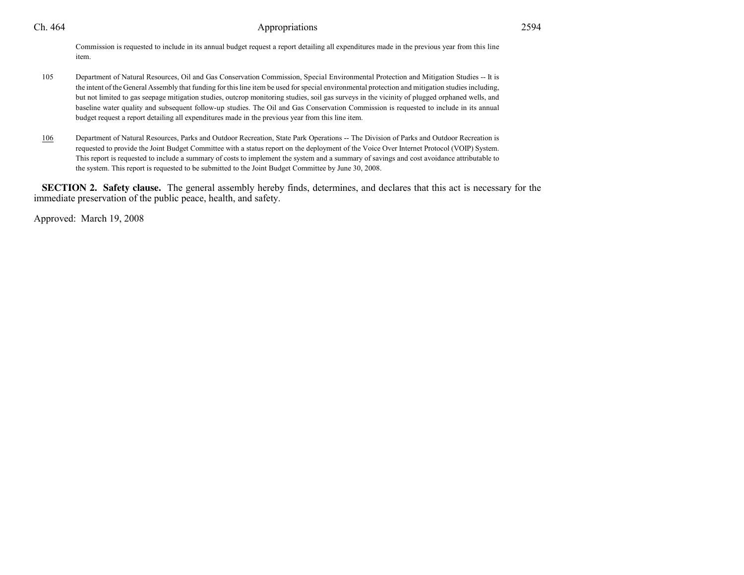Commission is requested to include in its annual budget request a report detailing all expenditures made in the previous year from this line item.

105 Department of Natural Resources, Oil and Gas Conservation Commission, Special Environmental Protection and Mitigation Studies -- It is the intent of the General Assembly that funding for this line item be used for special environmental protection and mitigation studies including, but not limited to gas seepage mitigation studies, outcrop monitoring studies, soil gas surveys in the vicinity of plugged orphaned wells, and baseline water quality and subsequent follow-up studies. The Oil and Gas Conservation Commission is requested to include in its annual budget request a report detailing all expenditures made in the previous year from this line item.

106 Department of Natural Resources, Parks and Outdoor Recreation, State Park Operations -- The Division of Parks and Outdoor Recreation is requested to provide the Joint Budget Committee with a status report on the deployment of the Voice Over Internet Protocol (VOIP) System. This report is requested to include a summary of costs to implement the system and a summary of savings and cost avoidance attributable to the system. This report is requested to be submitted to the Joint Budget Committee by June 30, 2008.

**SECTION 2. Safety clause.** The general assembly hereby finds, determines, and declares that this act is necessary for the immediate preservation of the public peace, health, and safety.

Approved: March 19, 2008